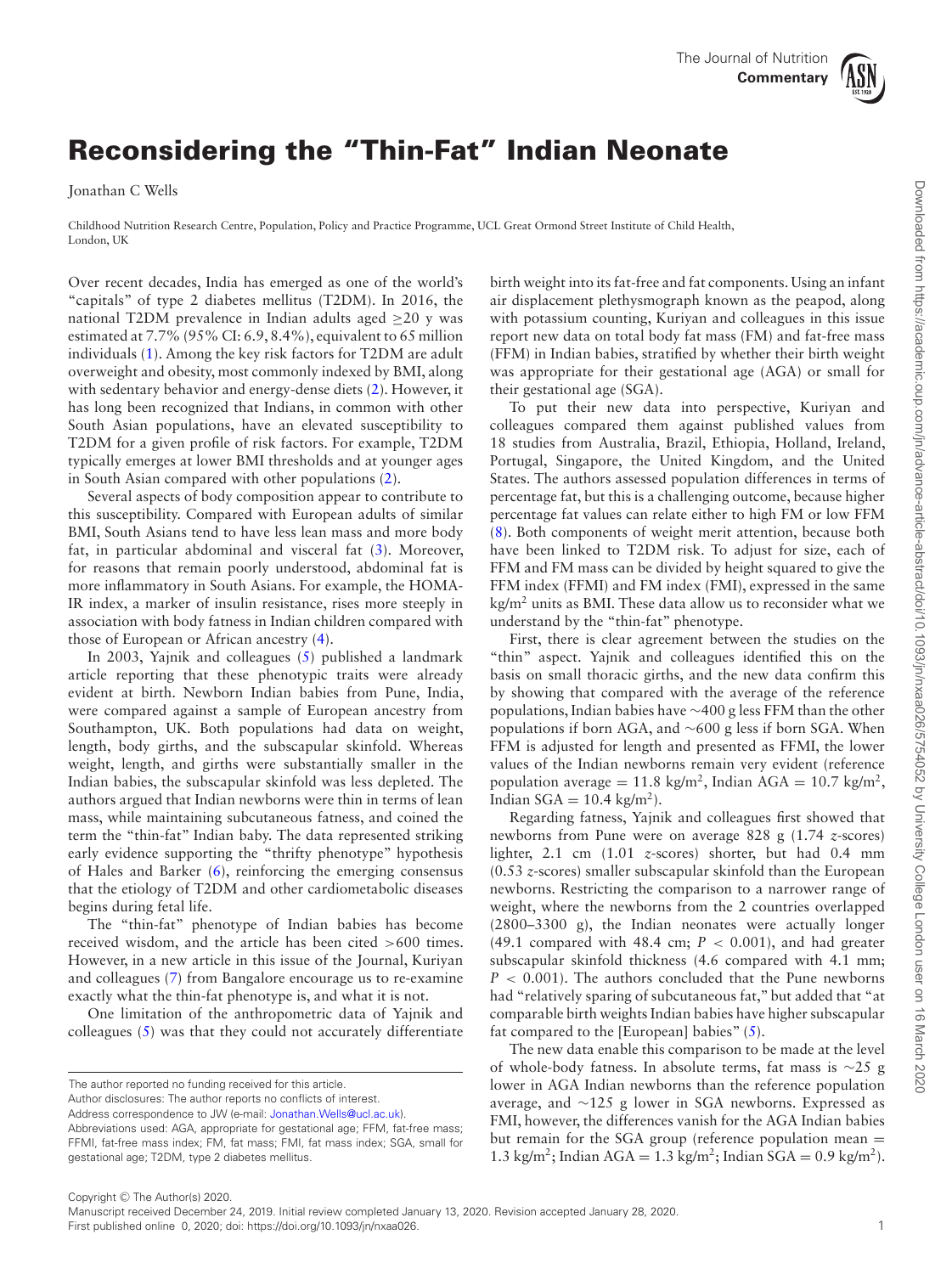# Reconsidering the "Thin-Fat" Indian Neonate

Jonathan C Wells

Childhood Nutrition Research Centre, Population, Policy and Practice Programme, UCL Great Ormond Street Institute of Child Health, London, UK

Over recent decades, India has emerged as one of the world's "capitals" of type 2 diabetes mellitus (T2DM). In 2016, the national T2DM prevalence in Indian adults aged ≥20 y was estimated at 7.7% (95% CI: 6.9, 8.4%), equivalent to 65 million individuals (1). Among the key risk factors for T2DM are adult overweight and obesity, most commonly indexed by BMI, along with sedentary behavior and energy-dense diets (2). However, it has long been recognized that Indians, in common with other South Asian populations, have an elevated susceptibility to T2DM for a given profile of risk factors. For example, T2DM typically emerges at lower BMI thresholds and at younger ages in South Asian compared with other populations (2).

Several aspects of body composition appear to contribute to this susceptibility. Compared with European adults of similar BMI, South Asians tend to have less lean mass and more body fat, in particular abdominal and visceral fat (3). Moreover, for reasons that remain poorly understood, abdominal fat is more inflammatory in South Asians. For example, the HOMA-IR index, a marker of insulin resistance, rises more steeply in association with body fatness in Indian children compared with those of European or African ancestry (4).

In 2003, Yajnik and colleagues (5) published a landmark article reporting that these phenotypic traits were already evident at birth. Newborn Indian babies from Pune, India, were compared against a sample of European ancestry from Southampton, UK. Both populations had data on weight, length, body girths, and the subscapular skinfold. Whereas weight, length, and girths were substantially smaller in the Indian babies, the subscapular skinfold was less depleted. The authors argued that Indian newborns were thin in terms of lean mass, while maintaining subcutaneous fatness, and coined the term the "thin-fat" Indian baby. The data represented striking early evidence supporting the "thrifty phenotype" hypothesis of Hales and Barker (6), reinforcing the emerging consensus that the etiology of T2DM and other cardiometabolic diseases begins during fetal life.

The "thin-fat" phenotype of Indian babies has become received wisdom, and the article has been cited >600 times. However, in a new article in this issue of the Journal, Kuriyan and colleagues (7) from Bangalore encourage us to re-examine exactly what the thin-fat phenotype is, and what it is not.

One limitation of the anthropometric data of Yajnik and colleagues (5) was that they could not accurately differentiate birth weight into its fat-free and fat components. Using an infant air displacement plethysmograph known as the peapod, along with potassium counting, Kuriyan and colleagues in this issue report new data on total body fat mass (FM) and fat-free mass (FFM) in Indian babies, stratified by whether their birth weight was appropriate for their gestational age (AGA) or small for their gestational age (SGA).

To put their new data into perspective, Kuriyan and colleagues compared them against published values from 18 studies from Australia, Brazil, Ethiopia, Holland, Ireland, Portugal, Singapore, the United Kingdom, and the United States. The authors assessed population differences in terms of percentage fat, but this is a challenging outcome, because higher percentage fat values can relate either to high FM or low FFM (8). Both components of weight merit attention, because both have been linked to T2DM risk. To adjust for size, each of FFM and FM mass can be divided by height squared to give the FFM index (FFMI) and FM index (FMI), expressed in the same $kg/m^2$ units as BMI. These data allow us to reconsider what we understand by the "thin-fat" phenotype.

First, there is clear agreement between the studies on the "thin" aspect. Yajnik and colleagues identified this on the basis on small thoracic girths, and the new data confirm this by showing that compared with the average of the reference populations, Indian babies have ~400 g less FFM than the other populations if born AGA, and ~600 g less if born SGA. When FFM is adjusted for length and presented as FFMI, the lower values of the Indian newborns remain very evident (reference population average = 11.8 $kg/m^2$, Indian AGA = 10.7 $kg/m^2$, Indian SGA = 10.4 $kg/m^2$).

Regarding fatness, Yajnik and colleagues first showed that newborns from Pune were on average 828 g (1.74 *z*-scores) lighter, 2.1 cm (1.01 *z*-scores) shorter, but had 0.4 mm (0.53 *z*-scores) smaller subscapular skinfold than the European newborns. Restricting the comparison to a narrower range of weight, where the newborns from the 2 countries overlapped (2800–3300 g), the Indian neonates were actually longer (49.1 compared with 48.4 cm; $P < 0.001$), and had greater subscapular skinfold thickness (4.6 compared with 4.1 mm; $P < 0.001$). The authors concluded that the Pune newborns had "relatively sparing of subcutaneous fat," but added that "at comparable birth weights Indian babies have higher subscapular fat compared to the [European] babies" (5).

The new data enable this comparison to be made at the level of whole-body fatness. In absolute terms, fat mass is ~25 g lower in AGA Indian newborns than the reference population average, and ~125 g lower in SGA newborns. Expressed as FMI, however, the differences vanish for the AGA Indian babies but remain for the SGA group (reference population mean = 1.3 $kg/m^2$; Indian AGA = 1.3 $kg/m^2$; Indian SGA = 0.9 $kg/m^2$).

The author reported no funding received for this article.

Author disclosures: The author reports no conflicts of interest.

Address correspondence to JW (e-mail: Jonathan.Wells@ucl.ac.uk).

Abbreviations used: AGA, appropriate for gestational age; FFM, fat-free mass; FFMI, fat-free mass index; FM, fat mass; FMI, fat mass index; SGA, small for gestational age; T2DM, type 2 diabetes mellitus.

Copyright © The Author(s) 2020.

Manuscript received December 24, 2019. Initial review completed January 13, 2020. Revision accepted January 28, 2020.

First published online 0, 2020; doi: https://doi.org/10.1093/jn/nxaa026.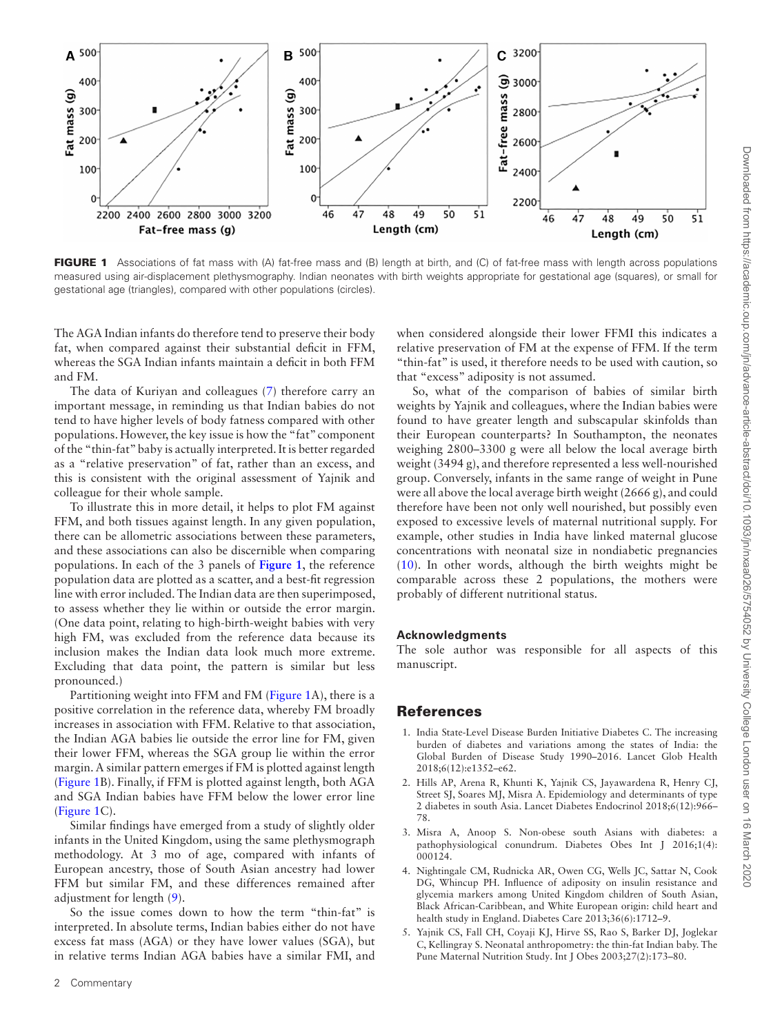A
500
400
300
200
100
0
2200 2400 2600 2800 3000 3200
Fat mass (g)
Fat-free mass (g)

B
500
400
300
200
100
0
46 47 48 49 50 51
Fat mass (g)
Length (cm)

C
3200
3000
2800
2600
2400
2200
46 47 48 49 50 51
Fat-free mass (g)
Length (cm)

**FIGURE 1** Associations of fat mass with (A) fat-free mass and (B) length at birth, and (C) of fat-free mass with length across populations measured using air-displacement plethysmography. Indian neonates with birth weights appropriate for gestational age (squares), or small for gestational age (triangles), compared with other populations (circles).

The AGA Indian infants do therefore tend to preserve their body fat, when compared against their substantial deficit in FFM, whereas the SGA Indian infants maintain a deficit in both FFM and FM.

The data of Kuriyan and colleagues (7) therefore carry an important message, in reminding us that Indian babies do not tend to have higher levels of body fatness compared with other populations. However, the key issue is how the "fat" component of the "thin-fat" baby is actually interpreted. It is better regarded as a "relative preservation" of fat, rather than an excess, and this is consistent with the original assessment of Yajnik and colleague for their whole sample.

To illustrate this in more detail, it helps to plot FM against FFM, and both tissues against length. In any given population, there can be allometric associations between these parameters, and these associations can also be discernible when comparing populations. In each of the 3 panels of **Figure 1**, the reference population data are plotted as a scatter, and a best-fit regression line with error included. The Indian data are then superimposed, to assess whether they lie within or outside the error margin. (One data point, relating to high-birth-weight babies with very high FM, was excluded from the reference data because its inclusion makes the Indian data look much more extreme. Excluding that data point, the pattern is similar but less pronounced.)

Partitioning weight into FFM and FM (Figure 1A), there is a positive correlation in the reference data, whereby FM broadly increases in association with FFM. Relative to that association, the Indian AGA babies lie outside the error line for FM, given their lower FFM, whereas the SGA group lie within the error margin. A similar pattern emerges if FM is plotted against length (Figure 1B). Finally, if FFM is plotted against length, both AGA and SGA Indian babies have FFM below the lower error line (Figure 1C).

Similar findings have emerged from a study of slightly older infants in the United Kingdom, using the same plethysmograph methodology. At 3 mo of age, compared with infants of European ancestry, those of South Asian ancestry had lower FFM but similar FM, and these differences remained after adjustment for length (9).

So the issue comes down to how the term "thin-fat" is interpreted. In absolute terms, Indian babies either do not have excess fat mass (AGA) or they have lower values (SGA), but in relative terms Indian AGA babies have a similar FMI, and when considered alongside their lower FFMI this indicates a relative preservation of FM at the expense of FFM. If the term "thin-fat" is used, it therefore needs to be used with caution, so that "excess" adiposity is not assumed.

So, what of the comparison of babies of similar birth weights by Yajnik and colleagues, where the Indian babies were found to have greater length and subscapular skinfolds than their European counterparts? In Southampton, the neonates weighing 2800–3300 g were all below the local average birth weight (3494 g), and therefore represented a less well-nourished group. Conversely, infants in the same range of weight in Pune were all above the local average birth weight (2666 g), and could therefore have been not only well nourished, but possibly even exposed to excessive levels of maternal nutritional supply. For example, other studies in India have linked maternal glucose concentrations with neonatal size in nondiabetic pregnancies (10). In other words, although the birth weights might be comparable across these 2 populations, the mothers were probably of different nutritional status.

### Acknowledgments

The sole author was responsible for all aspects of this manuscript.

## References

1. India State-Level Disease Burden Initiative Diabetes C. The increasing burden of diabetes and variations among the states of India: the Global Burden of Disease Study 1990–2016. Lancet Glob Health 2018;6(12):e1352–e62.
2. Hills AP, Arena R, Khunti K, Yajnik CS, Jayawardena R, Henry CJ, Street SJ, Soares MJ, Misra A. Epidemiology and determinants of type 2 diabetes in south Asia. Lancet Diabetes Endocrinol 2018;6(12):966–78.
3. Misra A, Anoop S. Non-obese south Asians with diabetes: a pathophysiological conundrum. Diabetes Obes Int J 2016;1(4):000124.
4. Nightingale CM, Rudnicka AR, Owen CG, Wells JC, Sattar N, Cook DG, Whincup PH. Influence of adiposity on insulin resistance and glycemia markers among United Kingdom children of South Asian, Black African-Caribbean, and White European origin: child heart and health study in England. Diabetes Care 2013;36(6):1712–9.
5. Yajnik CS, Fall CH, Coyaji KJ, Hirve SS, Rao S, Barker DJ, Joglekar C, Kellingray S. Neonatal anthropometry: the thin-fat Indian baby. The Pune Maternal Nutrition Study. Int J Obes 2003;27(2):173–80.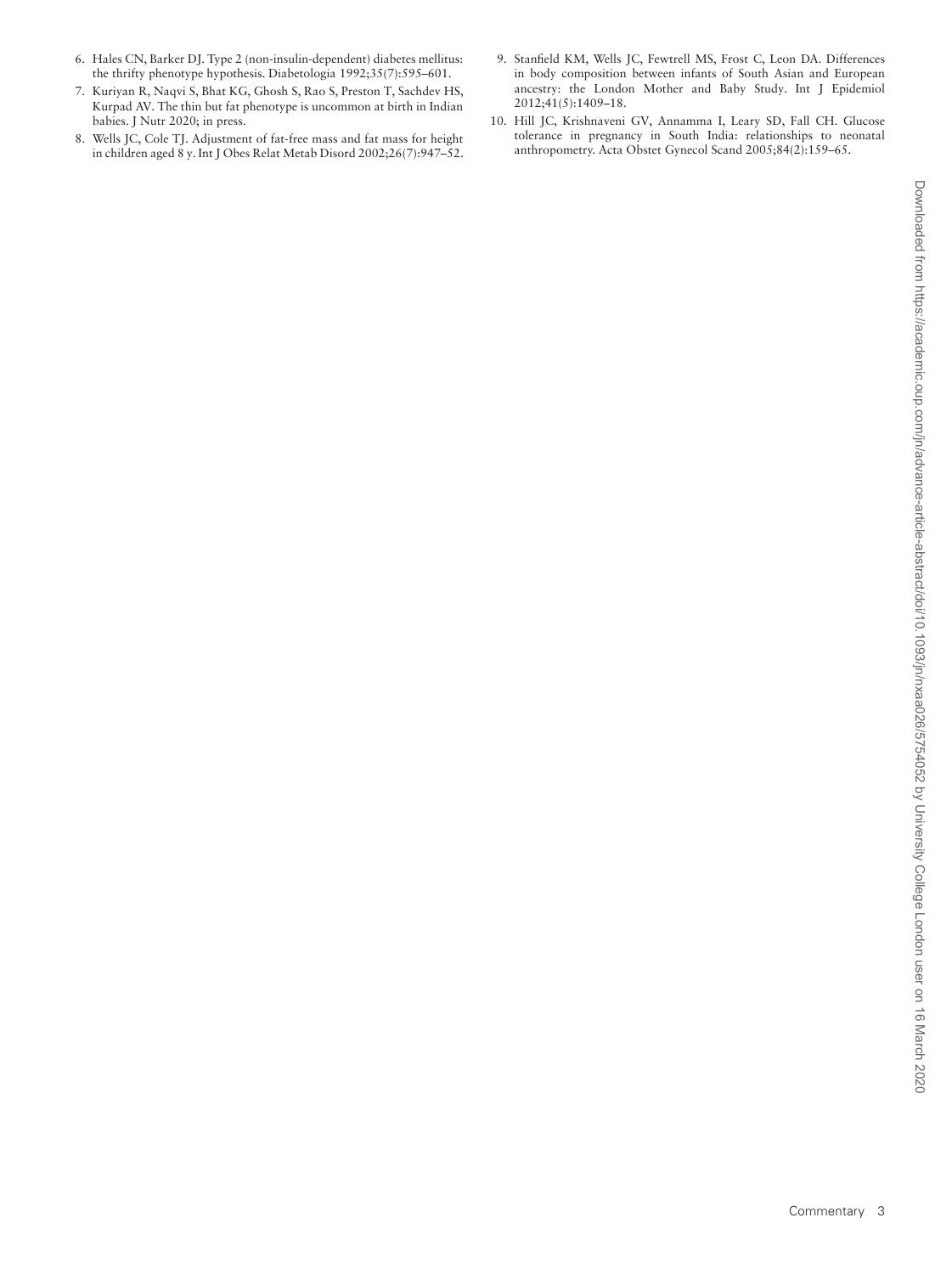6. Hales CN, Barker DJ. Type 2 (non-insulin-dependent) diabetes mellitus: the thrifty phenotype hypothesis. Diabetologia 1992;35(7):595–601.
7. Kuriyan R, Naqvi S, Bhat KG, Ghosh S, Rao S, Preston T, Sachdev HS, Kurpad AV. The thin but fat phenotype is uncommon at birth in Indian babies. J Nutr 2020; in press.
8. Wells JC, Cole TJ. Adjustment of fat-free mass and fat mass for height in children aged 8 y. Int J Obes Relat Metab Disord 2002;26(7):947–52.
9. Stanfield KM, Wells JC, Fewtrell MS, Frost C, Leon DA. Differences in body composition between infants of South Asian and European ancestry: the London Mother and Baby Study. Int J Epidemiol 2012;41(5):1409–18.
10. Hill JC, Krishnaveni GV, Annamma I, Leary SD, Fall CH. Glucose tolerance in pregnancy in South India: relationships to neonatal anthropometry. Acta Obstet Gynecol Scand 2005;84(2):159–65.